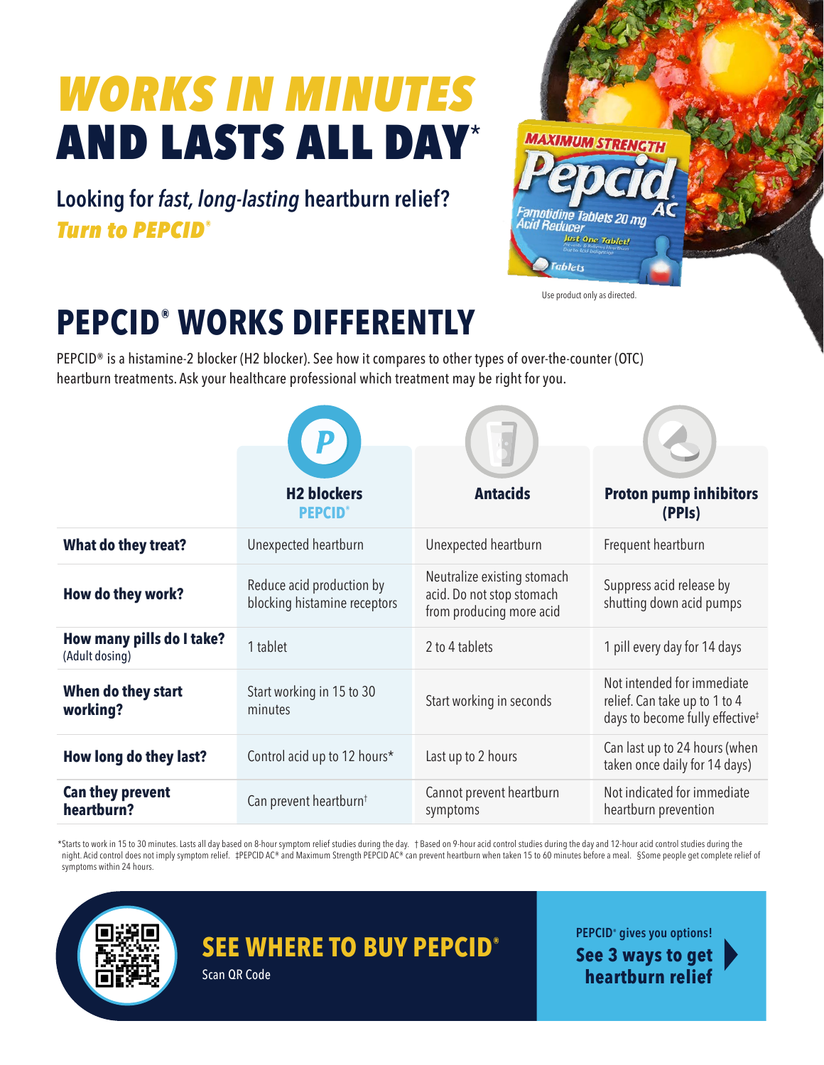# WORKS IN MINUTES AND LASTS ALL DAY*

**Looking for *fast, long-lasting* heartburn relief?**
***Turn to PEPCID®***

Use product only as directed.

## PEPCID® WORKS DIFFERENTLY

PEPCID® is a histamine-2 blocker (H2 blocker). See how it compares to other types of over-the-counter (OTC) heartburn treatments. Ask your healthcare professional which treatment may be right for you.

| | H2 blockers PEPCID® | Antacids | Proton pump inhibitors (PPIs) |
|---|---|---|---|
| **What do they treat?** | Unexpected heartburn | Unexpected heartburn | Frequent heartburn |
| **How do they work?** | Reduce acid production by blocking histamine receptors | Neutralize existing stomach acid. Do not stop stomach from producing more acid | Suppress acid release by shutting down acid pumps |
| **How many pills do I take?** (Adult dosing) | 1 tablet | 2 to 4 tablets | 1 pill every day for 14 days |
| **When do they start working?** | Start working in 15 to 30 minutes | Start working in seconds | Not intended for immediate relief. Can take up to 1 to 4 days to become fully effective‡ |
| **How long do they last?** | Control acid up to 12 hours* | Last up to 2 hours | Can last up to 24 hours (when taken once daily for 14 days) |
| **Can they prevent heartburn?** | Can prevent heartburn† | Cannot prevent heartburn symptoms | Not indicated for immediate heartburn prevention |

*Starts to work in 15 to 30 minutes. Lasts all day based on 8-hour symptom relief studies during the day. † Based on 9-hour acid control studies during the day and 12-hour acid control studies during the night. Acid control does not imply symptom relief. ‡PEPCID AC® and Maximum Strength PEPCID AC® can prevent heartburn when taken 15 to 60 minutes before a meal. §Some people get complete relief of symptoms within 24 hours.

**SEE WHERE TO BUY PEPCID®**
Scan QR Code

PEPCID® gives you options!
**See 3 ways to get heartburn relief**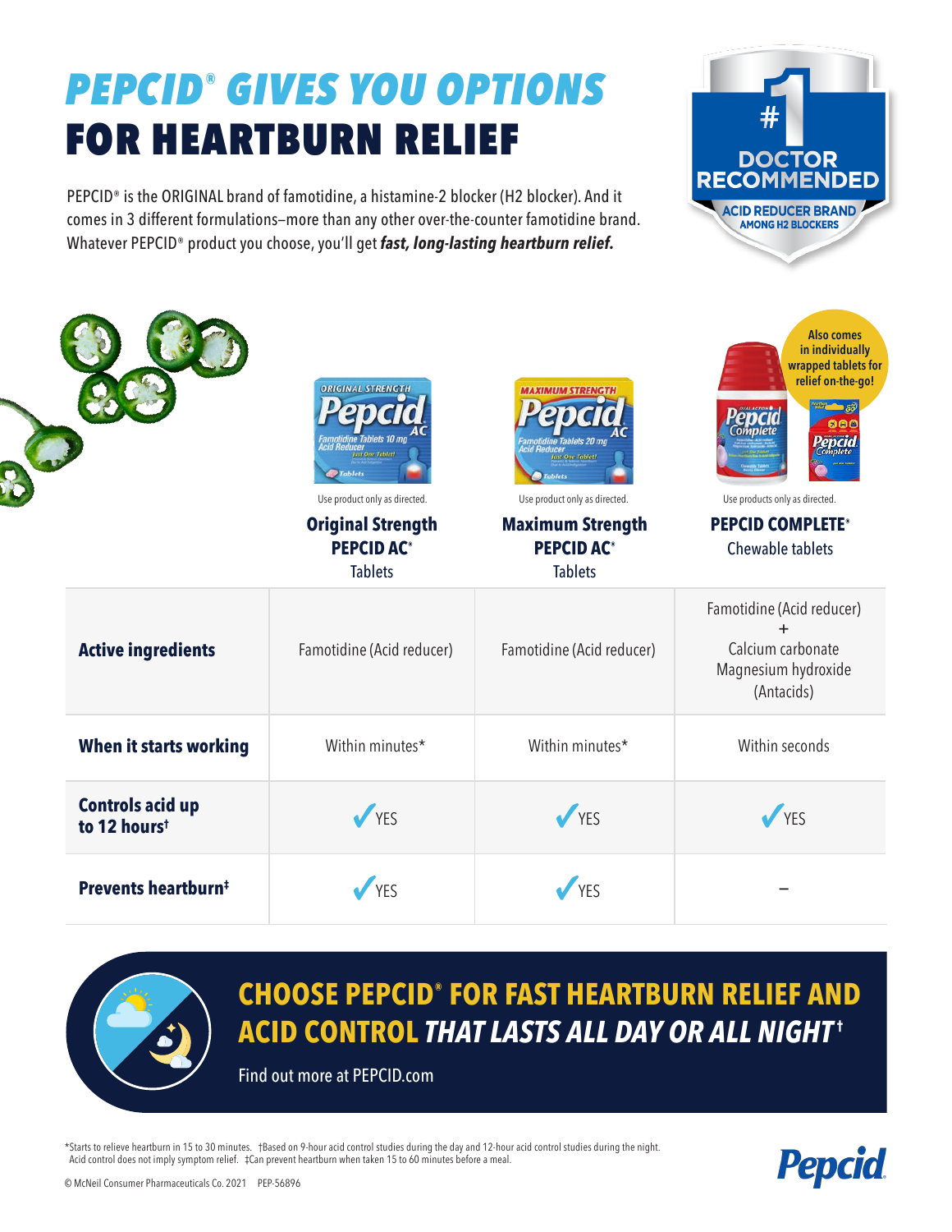# *PEPCID® GIVES YOU OPTIONS* FOR HEARTBURN RELIEF

PEPCID® is the ORIGINAL brand of famotidine, a histamine-2 blocker (H2 blocker). And it comes in 3 different formulations–more than any other over-the-counter famotidine brand. Whatever PEPCID® product you choose, you'll get ***fast, long-lasting heartburn relief.***

#1 DOCTOR RECOMMENDED ACID REDUCER BRAND AMONG H2 BLOCKERS

Also comes in individually wrapped tablets for relief on-the-go!

| | Use product only as directed. **Original Strength PEPCID AC®** Tablets | Use product only as directed. **Maximum Strength PEPCID AC®** Tablets | Use products only as directed. **PEPCID COMPLETE®** Chewable tablets |
|---|---|---|---|
| **Active ingredients** | Famotidine (Acid reducer) | Famotidine (Acid reducer) | Famotidine (Acid reducer) + Calcium carbonate Magnesium hydroxide (Antacids) |
| **When it starts working** | Within minutes* | Within minutes* | Within seconds |
| **Controls acid up to 12 hours†** | ✓ YES | ✓ YES | ✓ YES |
| **Prevents heartburn‡** | ✓ YES | ✓ YES | – |

## CHOOSE PEPCID® FOR FAST HEARTBURN RELIEF AND ACID CONTROL *THAT LASTS ALL DAY OR ALL NIGHT†*

Find out more at PEPCID.com

*Starts to relieve heartburn in 15 to 30 minutes. †Based on 9-hour acid control studies during the day and 12-hour acid control studies during the night. Acid control does not imply symptom relief. ‡Can prevent heartburn when taken 15 to 60 minutes before a meal.

© McNeil Consumer Pharmaceuticals Co. 2021 PEP-56896

Pepcid